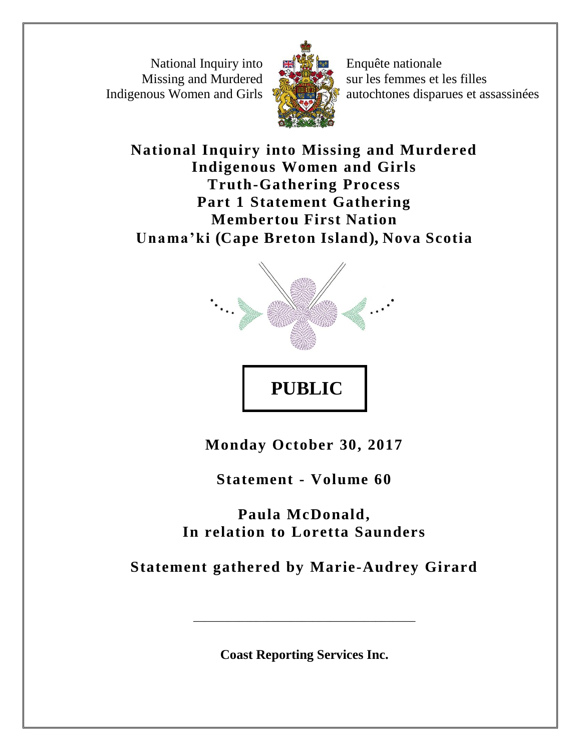National Inquiry into Missing and Murdered Indigenous Women and Girls

Enquête nationale sur les femmes et les filles autochtones disparues et assassinées

# National Inquiry into Missing and Murdered Indigenous Women and Girls
# Truth-Gathering Process
# Part 1 Statement Gathering
# Membertou First Nation
# Unama'ki (Cape Breton Island), Nova Scotia

**PUBLIC**

**Monday October 30, 2017**

**Statement - Volume 60**

**Paula McDonald,**
**In relation to Loretta Saunders**

**Statement gathered by Marie-Audrey Girard**

---

**Coast Reporting Services Inc.**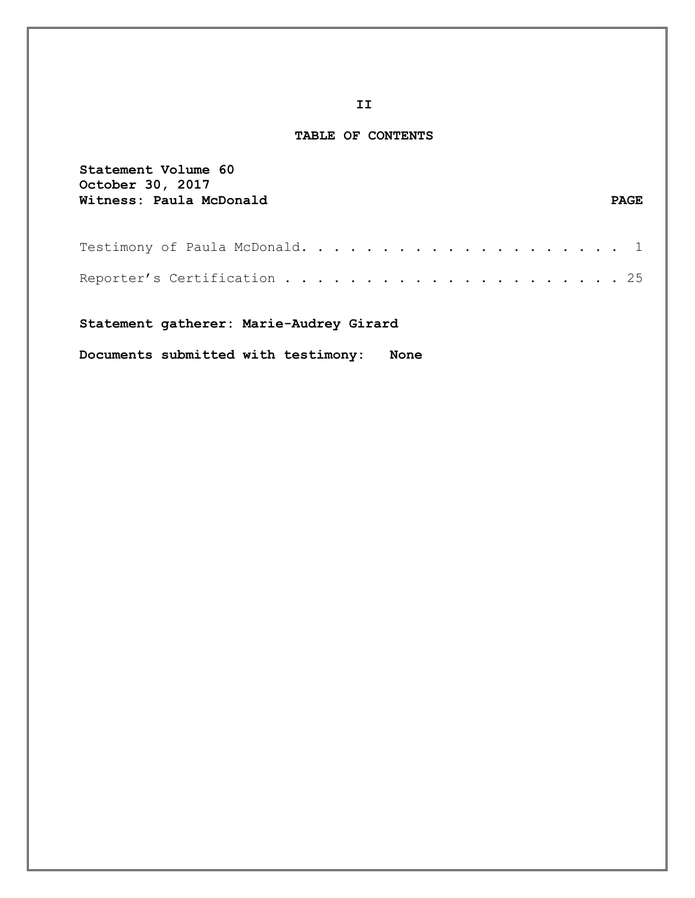# TABLE OF CONTENTS

**Statement Volume 60**
**October 30, 2017**
**Witness: Paula McDonald**

| | PAGE |
|---|---|
| Testimony of Paula McDonald | 1 |
| Reporter's Certification | 25 |

**Statement gatherer: Marie-Audrey Girard**

**Documents submitted with testimony: None**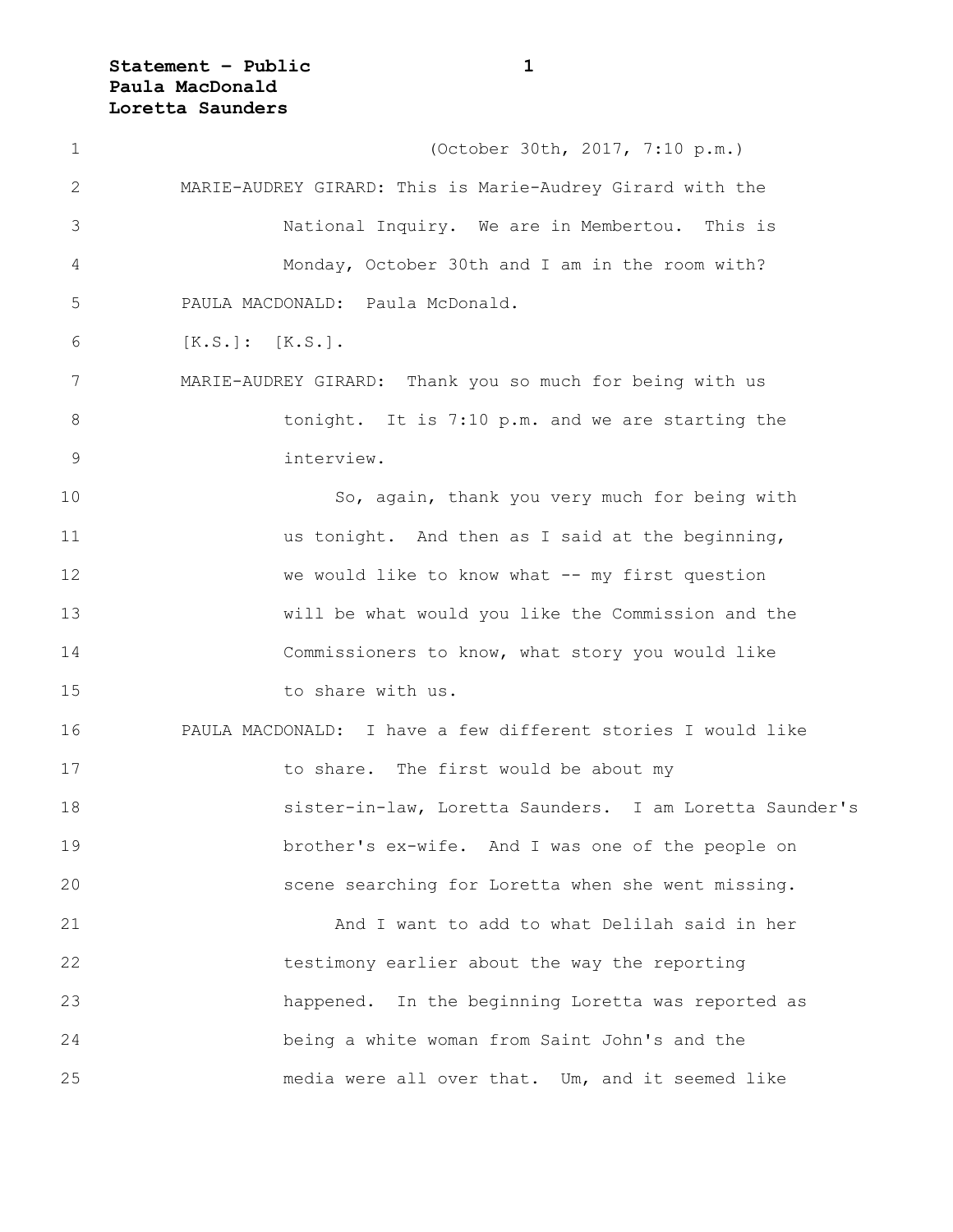(October 30th, 2017, 7:10 p.m.)

MARIE-AUDREY GIRARD: This is Marie-Audrey Girard with the National Inquiry. We are in Membertou. This is Monday, October 30th and I am in the room with?

PAULA MACDONALD: Paula McDonald.

[K.S.]: [K.S.].

MARIE-AUDREY GIRARD: Thank you so much for being with us tonight. It is 7:10 p.m. and we are starting the interview.

So, again, thank you very much for being with us tonight. And then as I said at the beginning, we would like to know what -- my first question will be what would you like the Commission and the Commissioners to know, what story you would like to share with us.

PAULA MACDONALD: I have a few different stories I would like to share. The first would be about my sister-in-law, Loretta Saunders. I am Loretta Saunder's brother's ex-wife. And I was one of the people on scene searching for Loretta when she went missing.

And I want to add to what Delilah said in her testimony earlier about the way the reporting happened. In the beginning Loretta was reported as being a white woman from Saint John's and the media were all over that. Um, and it seemed like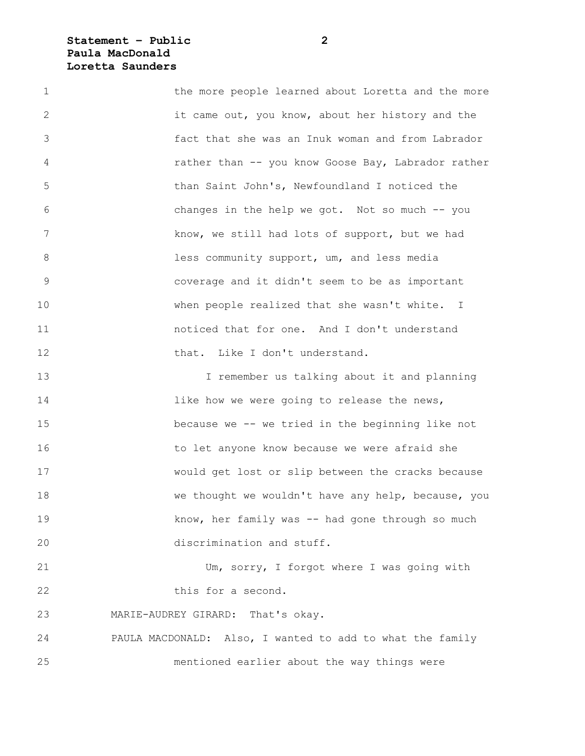the more people learned about Loretta and the more it came out, you know, about her history and the fact that she was an Inuk woman and from Labrador rather than -- you know Goose Bay, Labrador rather than Saint John's, Newfoundland I noticed the changes in the help we got. Not so much -- you know, we still had lots of support, but we had less community support, um, and less media coverage and it didn't seem to be as important when people realized that she wasn't white. I noticed that for one. And I don't understand that. Like I don't understand.

I remember us talking about it and planning like how we were going to release the news, because we -- we tried in the beginning like not to let anyone know because we were afraid she would get lost or slip between the cracks because we thought we wouldn't have any help, because, you know, her family was -- had gone through so much discrimination and stuff.

Um, sorry, I forgot where I was going with this for a second.

MARIE-AUDREY GIRARD: That's okay.

PAULA MACDONALD: Also, I wanted to add to what the family mentioned earlier about the way things were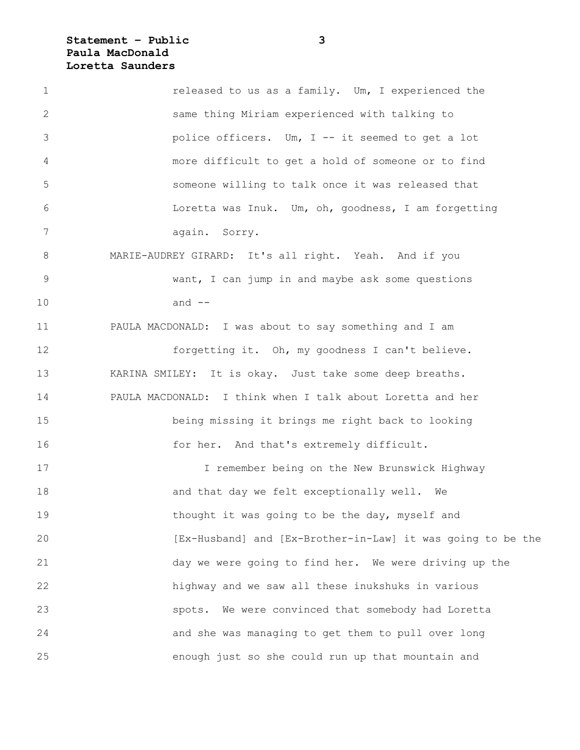released to us as a family. Um, I experienced the same thing Miriam experienced with talking to police officers. Um, I -- it seemed to get a lot more difficult to get a hold of someone or to find someone willing to talk once it was released that Loretta was Inuk. Um, oh, goodness, I am forgetting again. Sorry.

MARIE-AUDREY GIRARD: It's all right. Yeah. And if you want, I can jump in and maybe ask some questions and --

PAULA MACDONALD: I was about to say something and I am forgetting it. Oh, my goodness I can't believe.

KARINA SMILEY: It is okay. Just take some deep breaths.

PAULA MACDONALD: I think when I talk about Loretta and her being missing it brings me right back to looking for her. And that's extremely difficult.

I remember being on the New Brunswick Highway and that day we felt exceptionally well. We thought it was going to be the day, myself and [Ex-Husband] and [Ex-Brother-in-Law] it was going to be the day we were going to find her. We were driving up the highway and we saw all these inukshuks in various spots. We were convinced that somebody had Loretta and she was managing to get them to pull over long enough just so she could run up that mountain and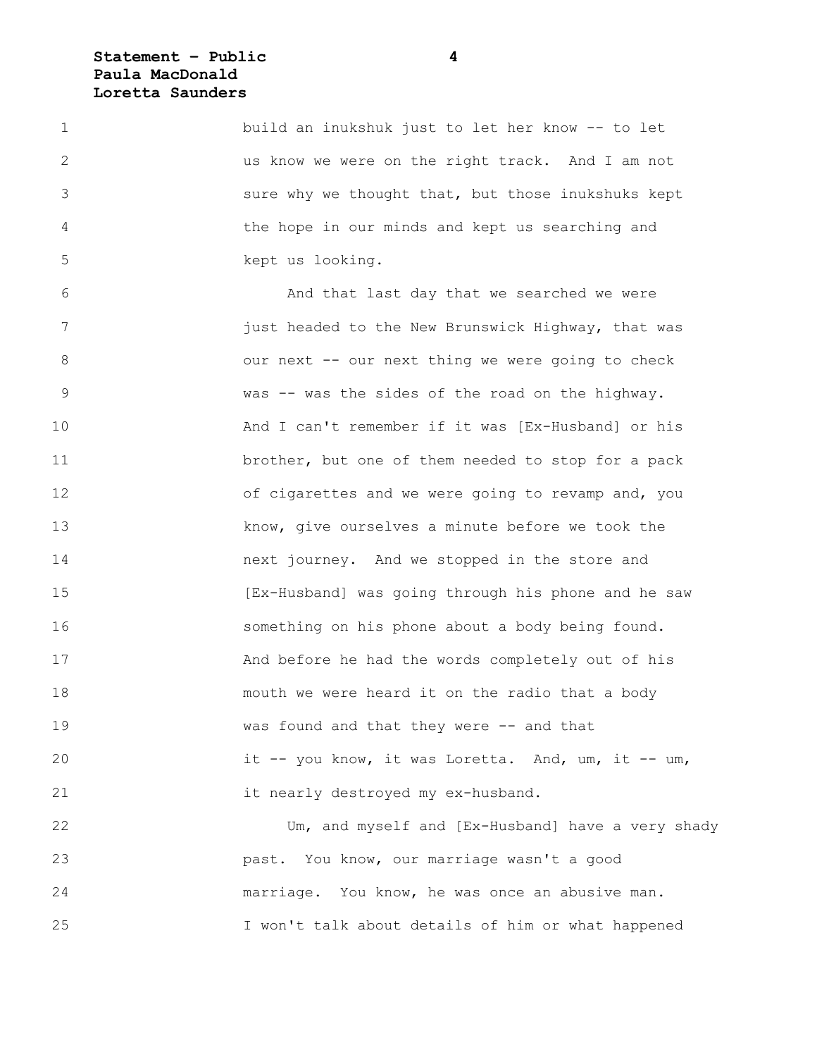build an inukshuk just to let her know -- to let us know we were on the right track. And I am not sure why we thought that, but those inukshuks kept the hope in our minds and kept us searching and kept us looking.

And that last day that we searched we were just headed to the New Brunswick Highway, that was our next -- our next thing we were going to check was -- was the sides of the road on the highway. And I can't remember if it was [Ex-Husband] or his brother, but one of them needed to stop for a pack of cigarettes and we were going to revamp and, you know, give ourselves a minute before we took the next journey. And we stopped in the store and [Ex-Husband] was going through his phone and he saw something on his phone about a body being found. And before he had the words completely out of his mouth we were heard it on the radio that a body was found and that they were -- and that it -- you know, it was Loretta. And, um, it -- um, it nearly destroyed my ex-husband.

Um, and myself and [Ex-Husband] have a very shady past. You know, our marriage wasn't a good marriage. You know, he was once an abusive man. I won't talk about details of him or what happened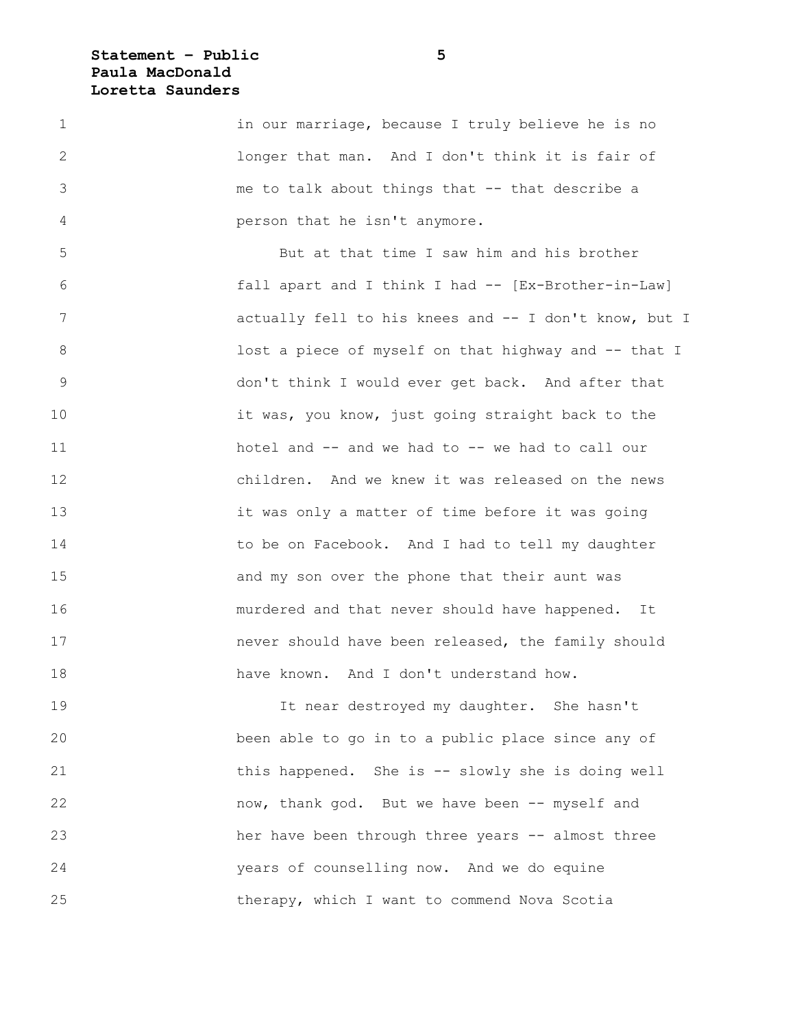in our marriage, because I truly believe he is no longer that man. And I don't think it is fair of me to talk about things that -- that describe a person that he isn't anymore.

But at that time I saw him and his brother fall apart and I think I had -- [Ex-Brother-in-Law] actually fell to his knees and -- I don't know, but I lost a piece of myself on that highway and -- that I don't think I would ever get back. And after that it was, you know, just going straight back to the hotel and -- and we had to -- we had to call our children. And we knew it was released on the news it was only a matter of time before it was going to be on Facebook. And I had to tell my daughter and my son over the phone that their aunt was murdered and that never should have happened. It never should have been released, the family should have known. And I don't understand how.

It near destroyed my daughter. She hasn't been able to go in to a public place since any of this happened. She is -- slowly she is doing well now, thank god. But we have been -- myself and her have been through three years -- almost three years of counselling now. And we do equine therapy, which I want to commend Nova Scotia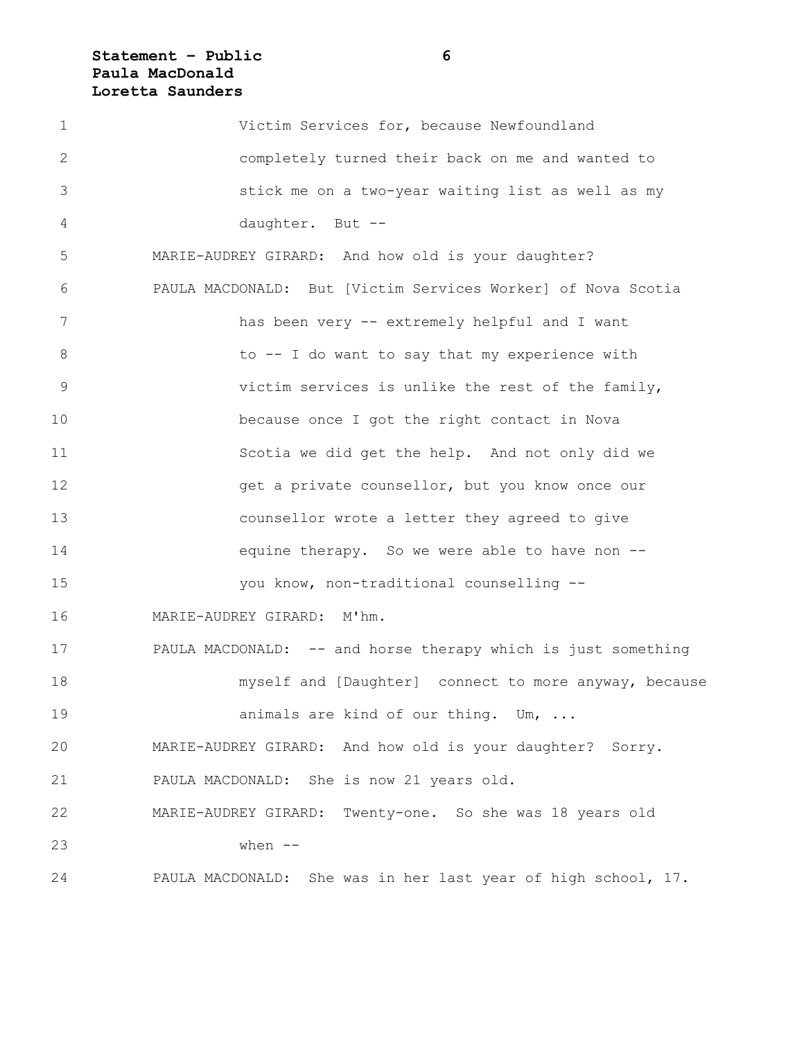Victim Services for, because Newfoundland completely turned their back on me and wanted to stick me on a two-year waiting list as well as my daughter. But --

MARIE-AUDREY GIRARD: And how old is your daughter?

PAULA MACDONALD: But [Victim Services Worker] of Nova Scotia has been very -- extremely helpful and I want to -- I do want to say that my experience with victim services is unlike the rest of the family, because once I got the right contact in Nova Scotia we did get the help. And not only did we get a private counsellor, but you know once our counsellor wrote a letter they agreed to give equine therapy. So we were able to have non -- you know, non-traditional counselling --

MARIE-AUDREY GIRARD: M'hm.

PAULA MACDONALD: -- and horse therapy which is just something myself and [Daughter] connect to more anyway, because animals are kind of our thing. Um, ...

MARIE-AUDREY GIRARD: And how old is your daughter? Sorry.

PAULA MACDONALD: She is now 21 years old.

MARIE-AUDREY GIRARD: Twenty-one. So she was 18 years old when --

PAULA MACDONALD: She was in her last year of high school, 17.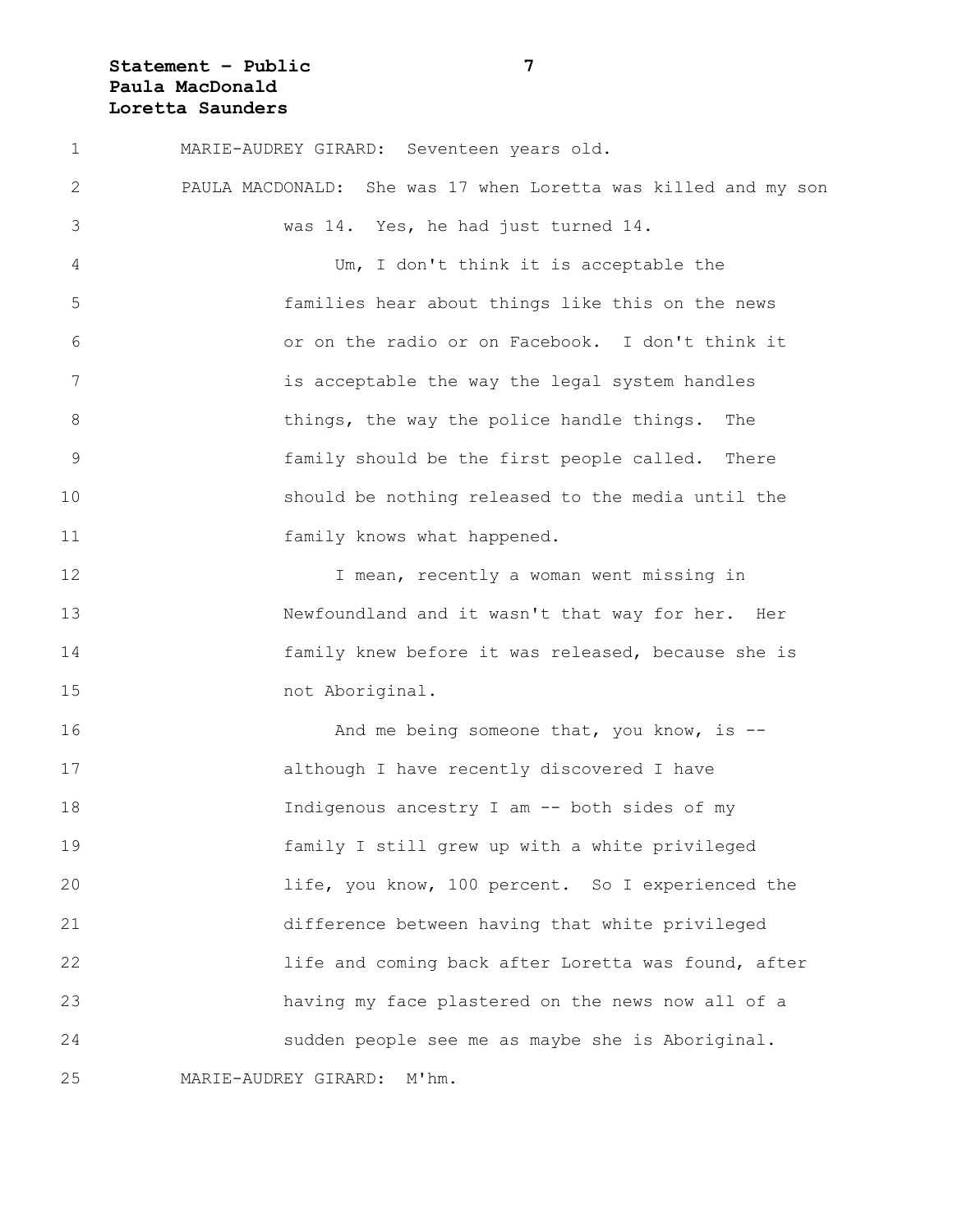MARIE-AUDREY GIRARD: Seventeen years old.

PAULA MACDONALD: She was 17 when Loretta was killed and my son was 14. Yes, he had just turned 14.

Um, I don't think it is acceptable the families hear about things like this on the news or on the radio or on Facebook. I don't think it is acceptable the way the legal system handles things, the way the police handle things. The family should be the first people called. There should be nothing released to the media until the family knows what happened.

I mean, recently a woman went missing in Newfoundland and it wasn't that way for her. Her family knew before it was released, because she is not Aboriginal.

And me being someone that, you know, is -- although I have recently discovered I have Indigenous ancestry I am -- both sides of my family I still grew up with a white privileged life, you know, 100 percent. So I experienced the difference between having that white privileged life and coming back after Loretta was found, after having my face plastered on the news now all of a sudden people see me as maybe she is Aboriginal.

MARIE-AUDREY GIRARD: M'hm.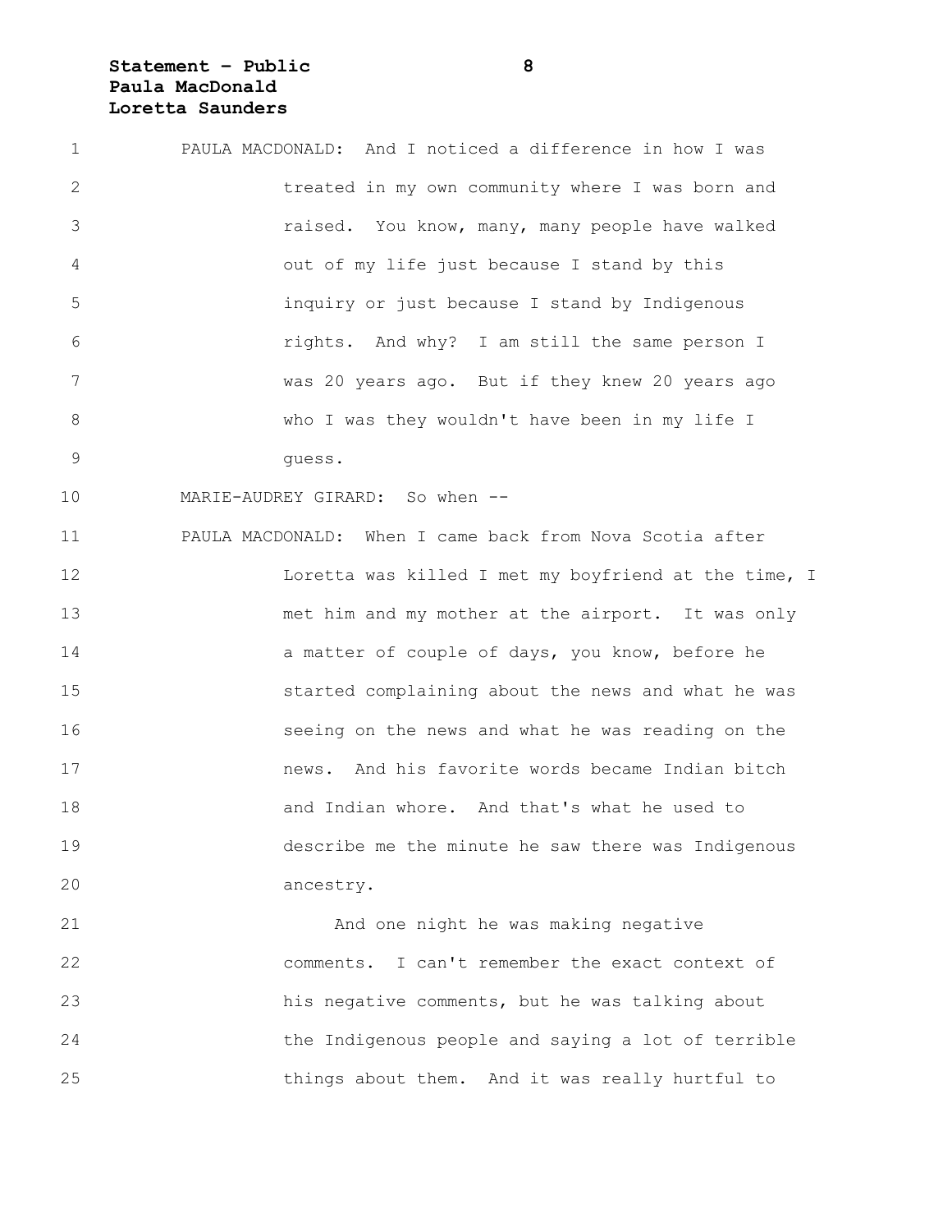PAULA MACDONALD: And I noticed a difference in how I was treated in my own community where I was born and raised. You know, many, many people have walked out of my life just because I stand by this inquiry or just because I stand by Indigenous rights. And why? I am still the same person I was 20 years ago. But if they knew 20 years ago who I was they wouldn't have been in my life I guess.

MARIE-AUDREY GIRARD: So when --

PAULA MACDONALD: When I came back from Nova Scotia after Loretta was killed I met my boyfriend at the time, I met him and my mother at the airport. It was only a matter of couple of days, you know, before he started complaining about the news and what he was seeing on the news and what he was reading on the news. And his favorite words became Indian bitch and Indian whore. And that's what he used to describe me the minute he saw there was Indigenous ancestry.

And one night he was making negative comments. I can't remember the exact context of his negative comments, but he was talking about the Indigenous people and saying a lot of terrible things about them. And it was really hurtful to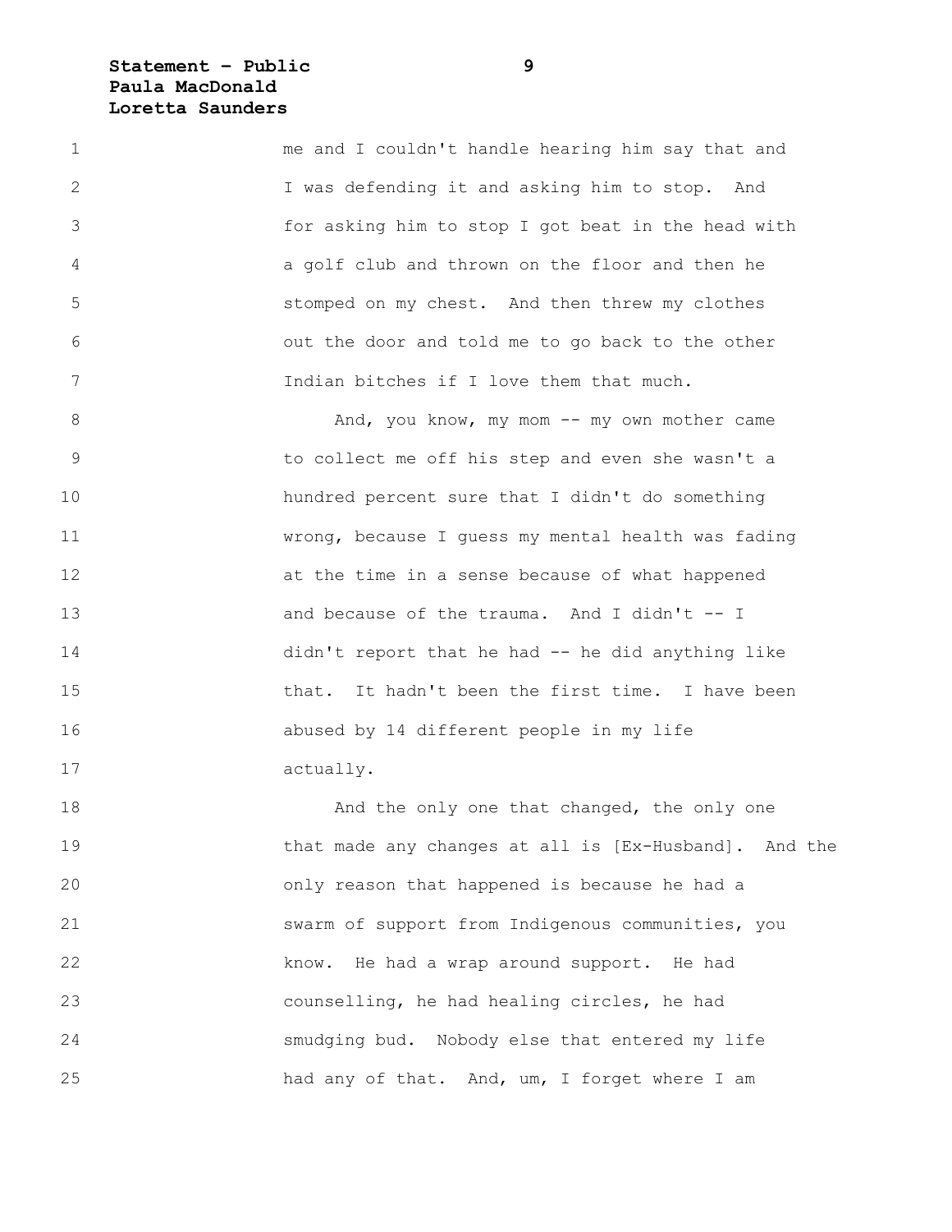me and I couldn't handle hearing him say that and I was defending it and asking him to stop. And for asking him to stop I got beat in the head with a golf club and thrown on the floor and then he stomped on my chest. And then threw my clothes out the door and told me to go back to the other Indian bitches if I love them that much.

And, you know, my mom -- my own mother came to collect me off his step and even she wasn't a hundred percent sure that I didn't do something wrong, because I guess my mental health was fading at the time in a sense because of what happened and because of the trauma. And I didn't -- I didn't report that he had -- he did anything like that. It hadn't been the first time. I have been abused by 14 different people in my life actually.

And the only one that changed, the only one that made any changes at all is [Ex-Husband]. And the only reason that happened is because he had a swarm of support from Indigenous communities, you know. He had a wrap around support. He had counselling, he had healing circles, he had smudging bud. Nobody else that entered my life had any of that. And, um, I forget where I am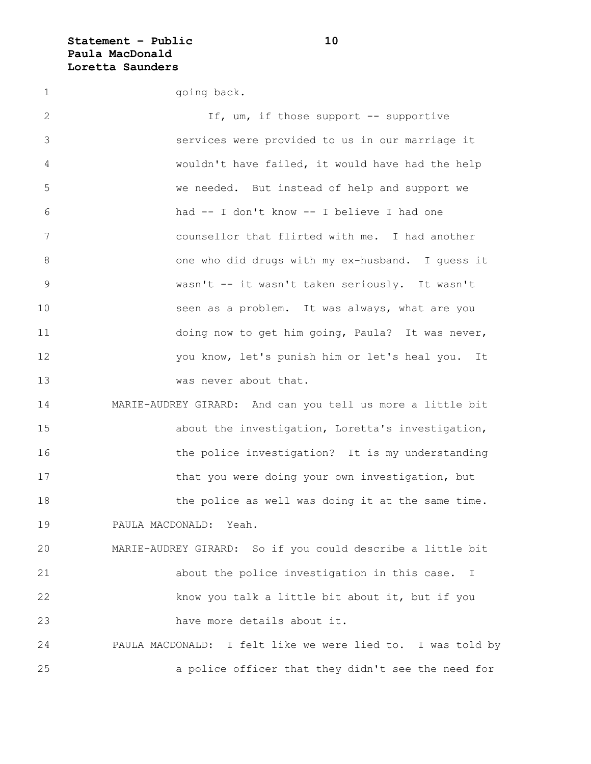going back.

If, um, if those support -- supportive services were provided to us in our marriage it wouldn't have failed, it would have had the help we needed. But instead of help and support we had -- I don't know -- I believe I had one counsellor that flirted with me. I had another one who did drugs with my ex-husband. I guess it wasn't -- it wasn't taken seriously. It wasn't seen as a problem. It was always, what are you doing now to get him going, Paula? It was never, you know, let's punish him or let's heal you. It was never about that.

MARIE-AUDREY GIRARD: And can you tell us more a little bit about the investigation, Loretta's investigation, the police investigation? It is my understanding that you were doing your own investigation, but the police as well was doing it at the same time.

PAULA MACDONALD: Yeah.

MARIE-AUDREY GIRARD: So if you could describe a little bit about the police investigation in this case. I know you talk a little bit about it, but if you have more details about it.

PAULA MACDONALD: I felt like we were lied to. I was told by a police officer that they didn't see the need for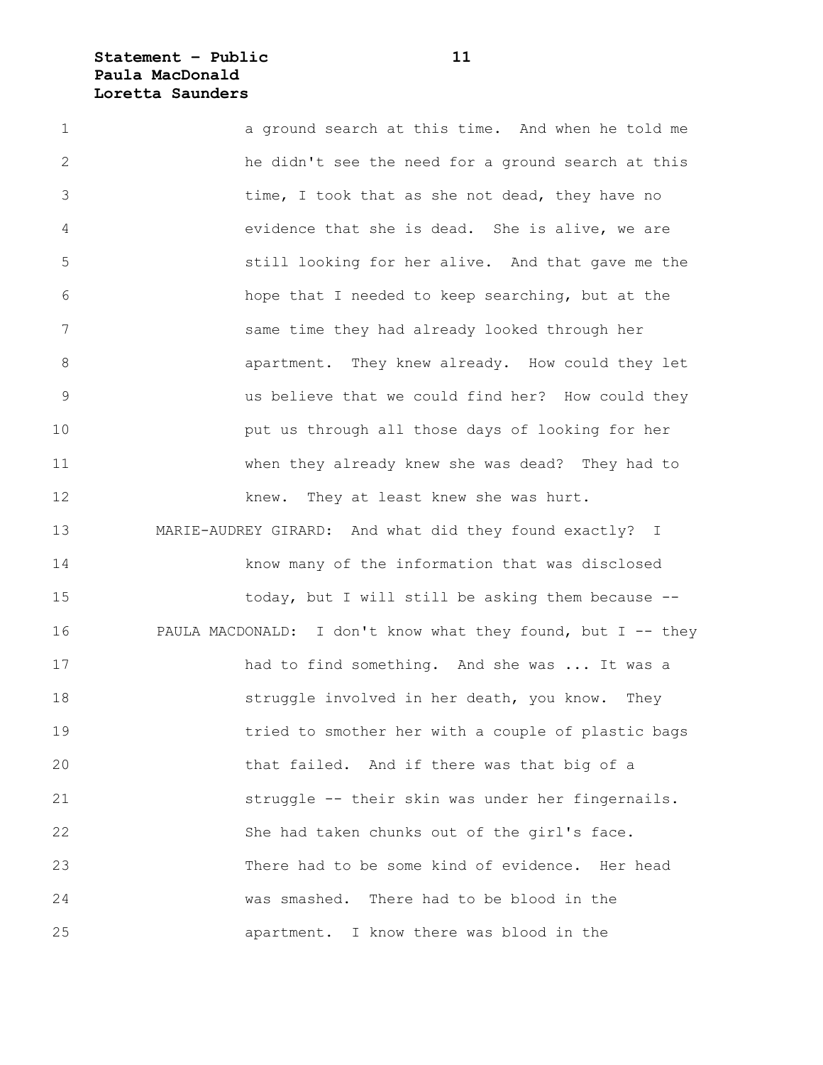a ground search at this time. And when he told me he didn't see the need for a ground search at this time, I took that as she not dead, they have no evidence that she is dead. She is alive, we are still looking for her alive. And that gave me the hope that I needed to keep searching, but at the same time they had already looked through her apartment. They knew already. How could they let us believe that we could find her? How could they put us through all those days of looking for her when they already knew she was dead? They had to knew. They at least knew she was hurt.

MARIE-AUDREY GIRARD: And what did they found exactly? I know many of the information that was disclosed today, but I will still be asking them because --

PAULA MACDONALD: I don't know what they found, but I -- they had to find something. And she was ... It was a struggle involved in her death, you know. They tried to smother her with a couple of plastic bags that failed. And if there was that big of a struggle -- their skin was under her fingernails. She had taken chunks out of the girl's face. There had to be some kind of evidence. Her head was smashed. There had to be blood in the apartment. I know there was blood in the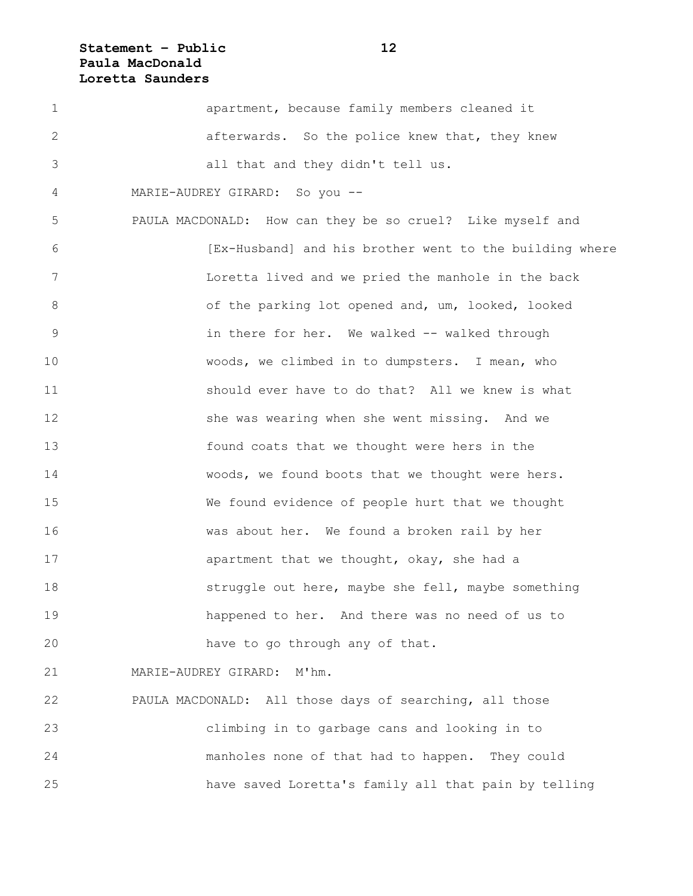apartment, because family members cleaned it afterwards. So the police knew that, they knew all that and they didn't tell us.

MARIE-AUDREY GIRARD: So you --

PAULA MACDONALD: How can they be so cruel? Like myself and [Ex-Husband] and his brother went to the building where Loretta lived and we pried the manhole in the back of the parking lot opened and, um, looked, looked in there for her. We walked -- walked through woods, we climbed in to dumpsters. I mean, who should ever have to do that? All we knew is what she was wearing when she went missing. And we found coats that we thought were hers in the woods, we found boots that we thought were hers. We found evidence of people hurt that we thought was about her. We found a broken rail by her apartment that we thought, okay, she had a struggle out here, maybe she fell, maybe something happened to her. And there was no need of us to have to go through any of that.

MARIE-AUDREY GIRARD: M'hm.

PAULA MACDONALD: All those days of searching, all those climbing in to garbage cans and looking in to manholes none of that had to happen. They could have saved Loretta's family all that pain by telling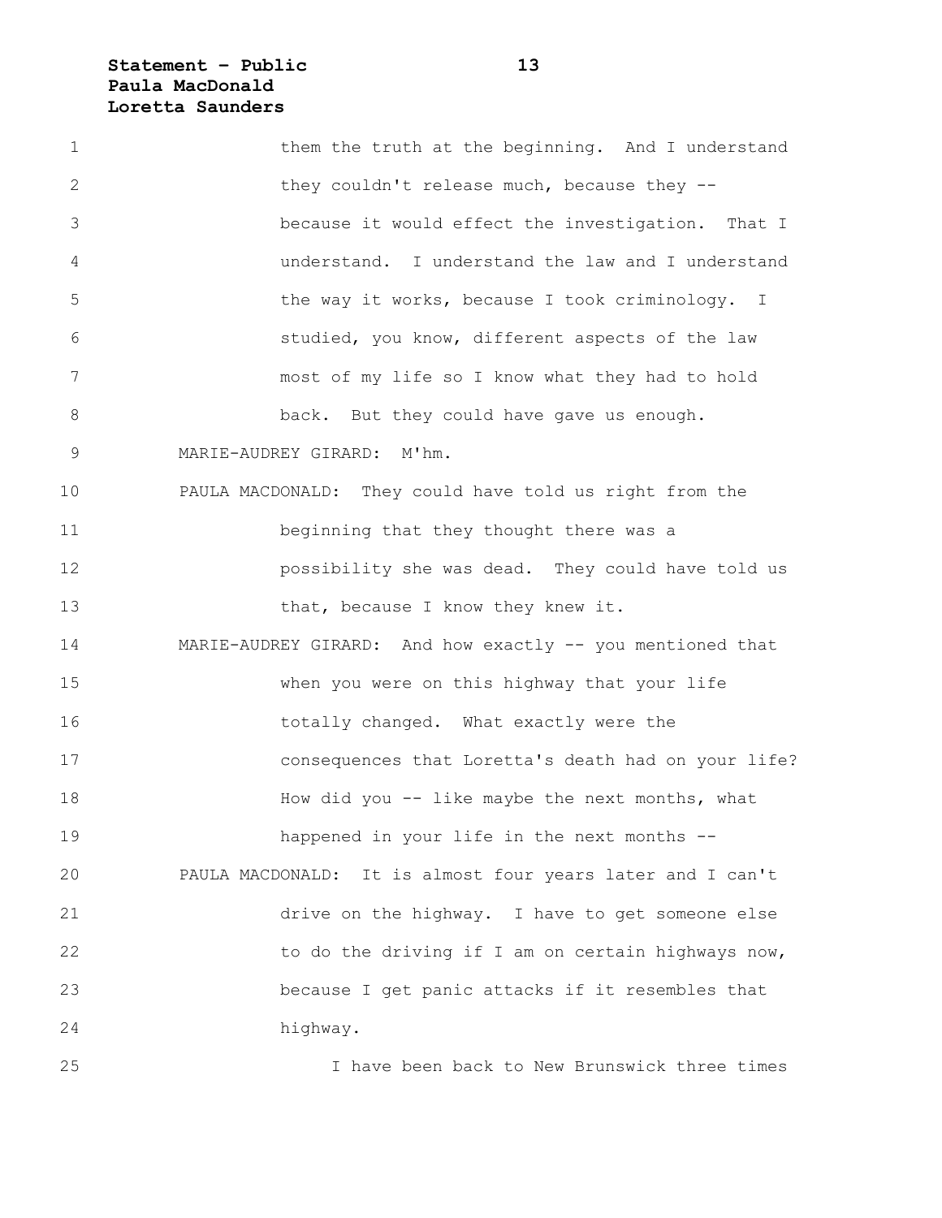them the truth at the beginning. And I understand they couldn't release much, because they -- because it would effect the investigation. That I understand. I understand the law and I understand the way it works, because I took criminology. I studied, you know, different aspects of the law most of my life so I know what they had to hold back. But they could have gave us enough.

MARIE-AUDREY GIRARD: M'hm.

PAULA MACDONALD: They could have told us right from the beginning that they thought there was a possibility she was dead. They could have told us that, because I know they knew it.

MARIE-AUDREY GIRARD: And how exactly -- you mentioned that when you were on this highway that your life totally changed. What exactly were the consequences that Loretta's death had on your life? How did you -- like maybe the next months, what happened in your life in the next months --

PAULA MACDONALD: It is almost four years later and I can't drive on the highway. I have to get someone else to do the driving if I am on certain highways now, because I get panic attacks if it resembles that highway.

I have been back to New Brunswick three times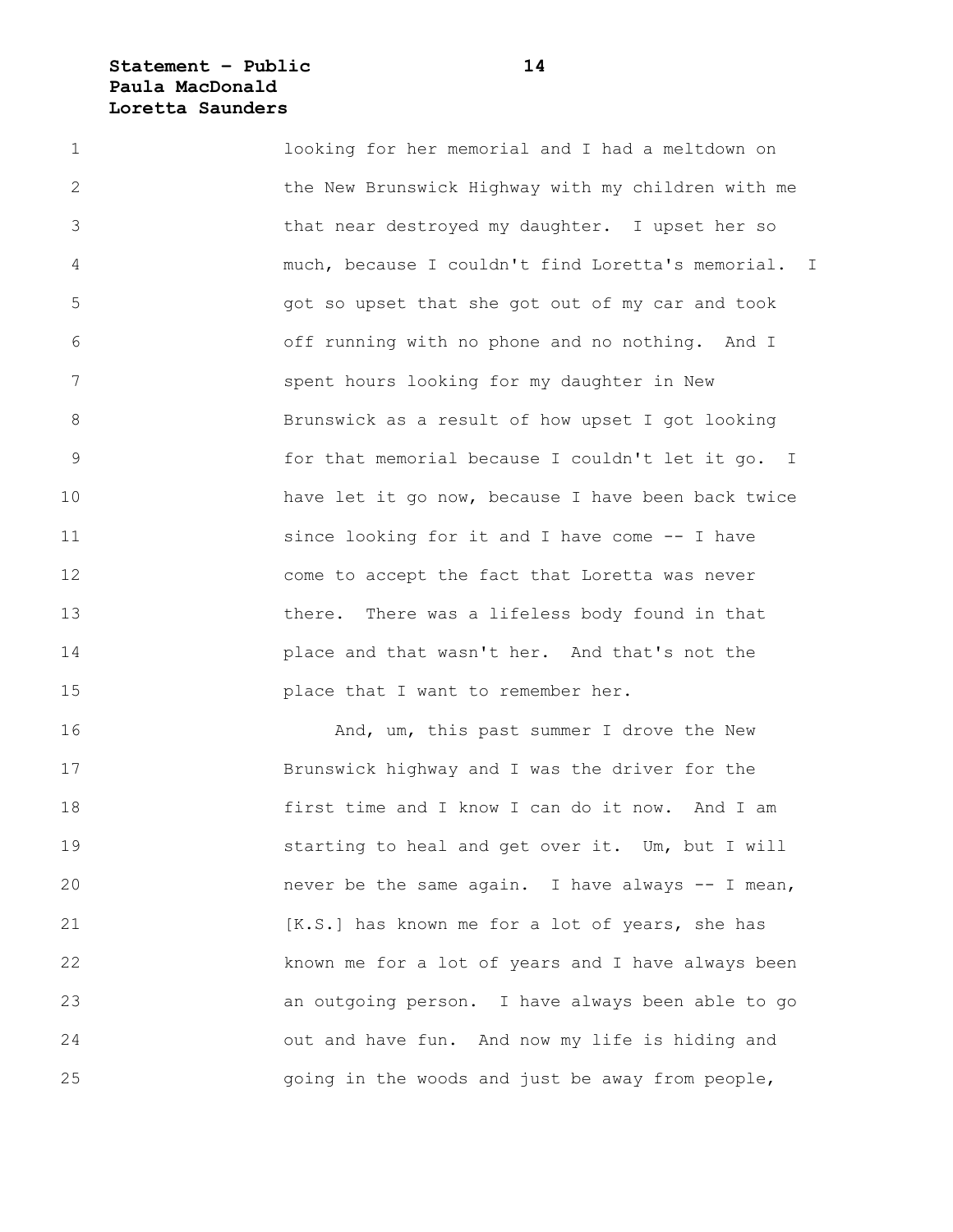looking for her memorial and I had a meltdown on the New Brunswick Highway with my children with me that near destroyed my daughter. I upset her so much, because I couldn't find Loretta's memorial. I got so upset that she got out of my car and took off running with no phone and no nothing. And I spent hours looking for my daughter in New Brunswick as a result of how upset I got looking for that memorial because I couldn't let it go. I have let it go now, because I have been back twice since looking for it and I have come -- I have come to accept the fact that Loretta was never there. There was a lifeless body found in that place and that wasn't her. And that's not the place that I want to remember her.

And, um, this past summer I drove the New Brunswick highway and I was the driver for the first time and I know I can do it now. And I am starting to heal and get over it. Um, but I will never be the same again. I have always -- I mean, [K.S.] has known me for a lot of years, she has known me for a lot of years and I have always been an outgoing person. I have always been able to go out and have fun. And now my life is hiding and going in the woods and just be away from people,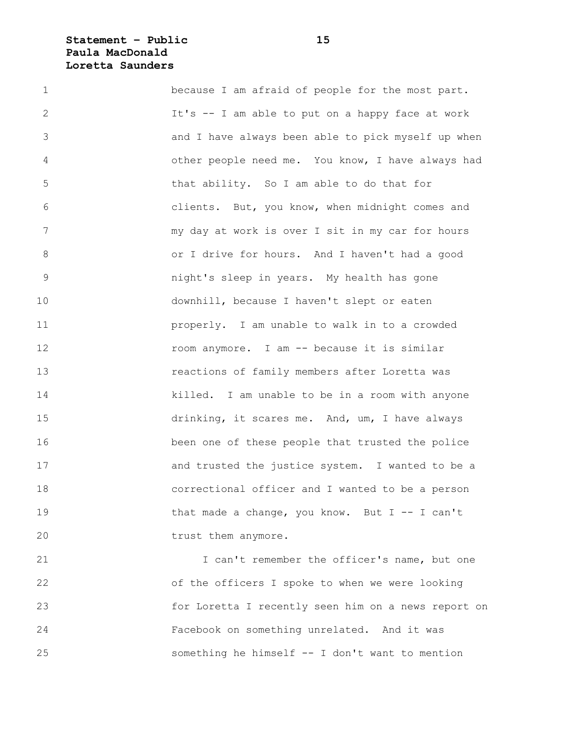because I am afraid of people for the most part. It's -- I am able to put on a happy face at work and I have always been able to pick myself up when other people need me. You know, I have always had that ability. So I am able to do that for clients. But, you know, when midnight comes and my day at work is over I sit in my car for hours or I drive for hours. And I haven't had a good night's sleep in years. My health has gone downhill, because I haven't slept or eaten properly. I am unable to walk in to a crowded room anymore. I am -- because it is similar reactions of family members after Loretta was killed. I am unable to be in a room with anyone drinking, it scares me. And, um, I have always been one of these people that trusted the police and trusted the justice system. I wanted to be a correctional officer and I wanted to be a person that made a change, you know. But I -- I can't trust them anymore.

I can't remember the officer's name, but one of the officers I spoke to when we were looking for Loretta I recently seen him on a news report on Facebook on something unrelated. And it was something he himself -- I don't want to mention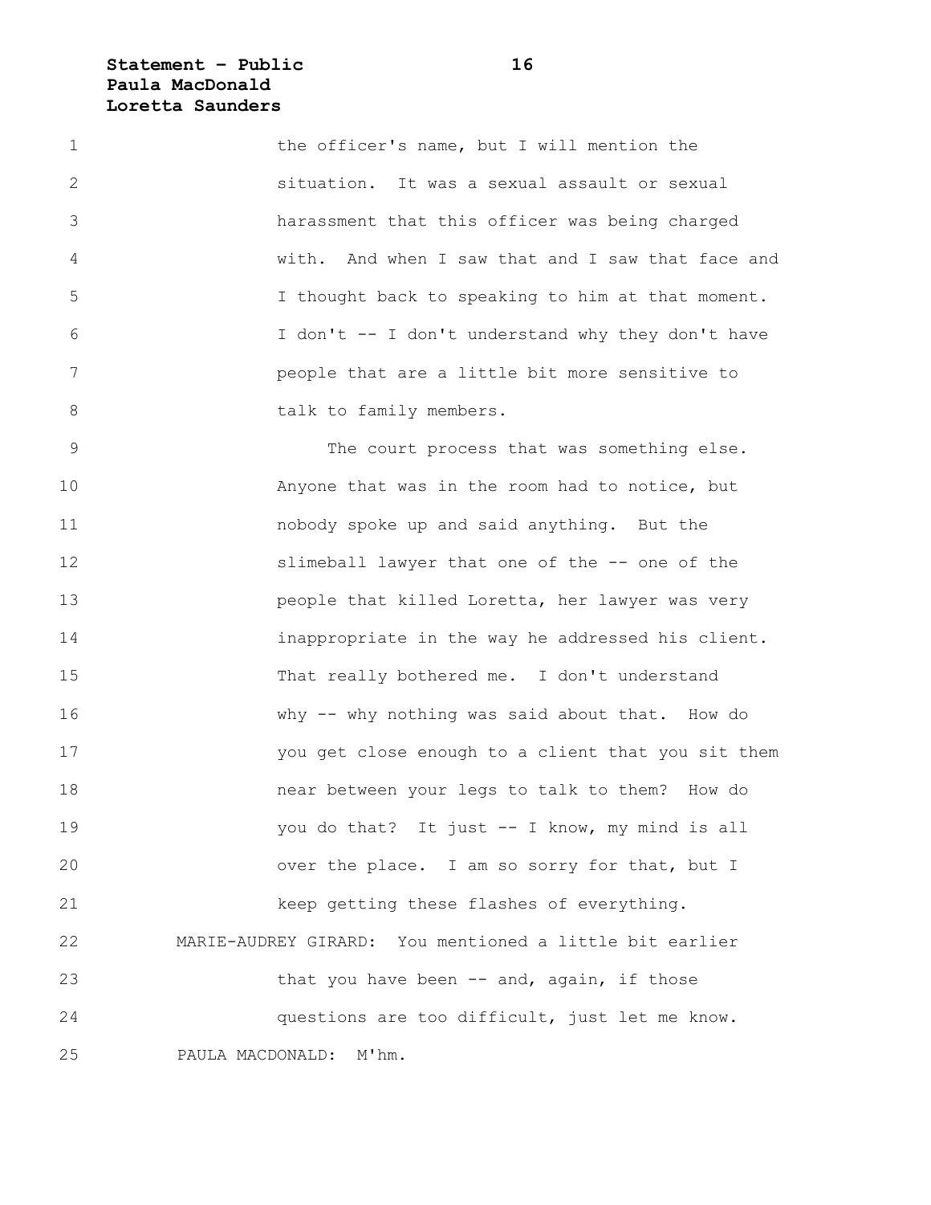the officer's name, but I will mention the situation. It was a sexual assault or sexual harassment that this officer was being charged with. And when I saw that and I saw that face and I thought back to speaking to him at that moment. I don't -- I don't understand why they don't have people that are a little bit more sensitive to talk to family members.

The court process that was something else. Anyone that was in the room had to notice, but nobody spoke up and said anything. But the slimeball lawyer that one of the -- one of the people that killed Loretta, her lawyer was very inappropriate in the way he addressed his client. That really bothered me. I don't understand why -- why nothing was said about that. How do you get close enough to a client that you sit them near between your legs to talk to them? How do you do that? It just -- I know, my mind is all over the place. I am so sorry for that, but I keep getting these flashes of everything.

MARIE-AUDREY GIRARD: You mentioned a little bit earlier that you have been -- and, again, if those questions are too difficult, just let me know.

PAULA MACDONALD: M'hm.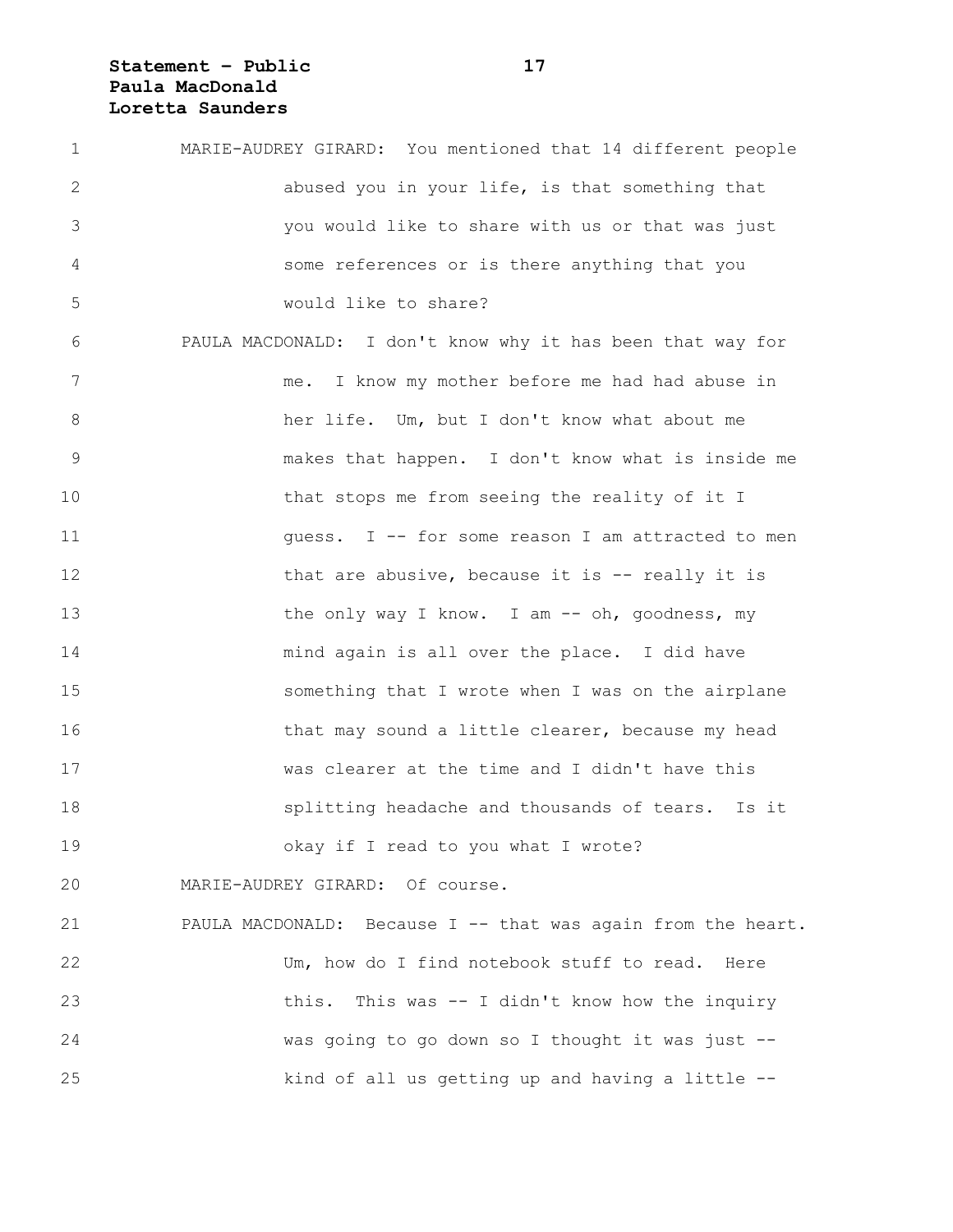MARIE-AUDREY GIRARD: You mentioned that 14 different people abused you in your life, is that something that you would like to share with us or that was just some references or is there anything that you would like to share?

PAULA MACDONALD: I don't know why it has been that way for me. I know my mother before me had had abuse in her life. Um, but I don't know what about me makes that happen. I don't know what is inside me that stops me from seeing the reality of it I guess. I -- for some reason I am attracted to men that are abusive, because it is -- really it is the only way I know. I am -- oh, goodness, my mind again is all over the place. I did have something that I wrote when I was on the airplane that may sound a little clearer, because my head was clearer at the time and I didn't have this splitting headache and thousands of tears. Is it okay if I read to you what I wrote?

MARIE-AUDREY GIRARD: Of course.

PAULA MACDONALD: Because I -- that was again from the heart. Um, how do I find notebook stuff to read. Here this. This was -- I didn't know how the inquiry was going to go down so I thought it was just -- kind of all us getting up and having a little --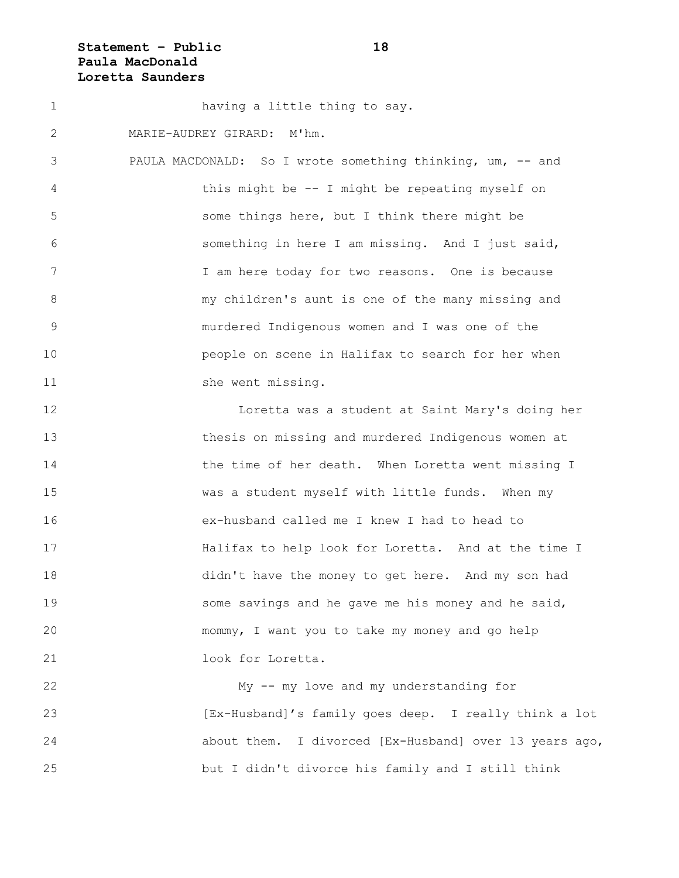having a little thing to say.

MARIE-AUDREY GIRARD: M'hm.

PAULA MACDONALD: So I wrote something thinking, um, -- and this might be -- I might be repeating myself on some things here, but I think there might be something in here I am missing. And I just said, I am here today for two reasons. One is because my children's aunt is one of the many missing and murdered Indigenous women and I was one of the people on scene in Halifax to search for her when she went missing.

Loretta was a student at Saint Mary's doing her thesis on missing and murdered Indigenous women at the time of her death. When Loretta went missing I was a student myself with little funds. When my ex-husband called me I knew I had to head to Halifax to help look for Loretta. And at the time I didn't have the money to get here. And my son had some savings and he gave me his money and he said, mommy, I want you to take my money and go help look for Loretta.

My -- my love and my understanding for [Ex-Husband]'s family goes deep. I really think a lot about them. I divorced [Ex-Husband] over 13 years ago, but I didn't divorce his family and I still think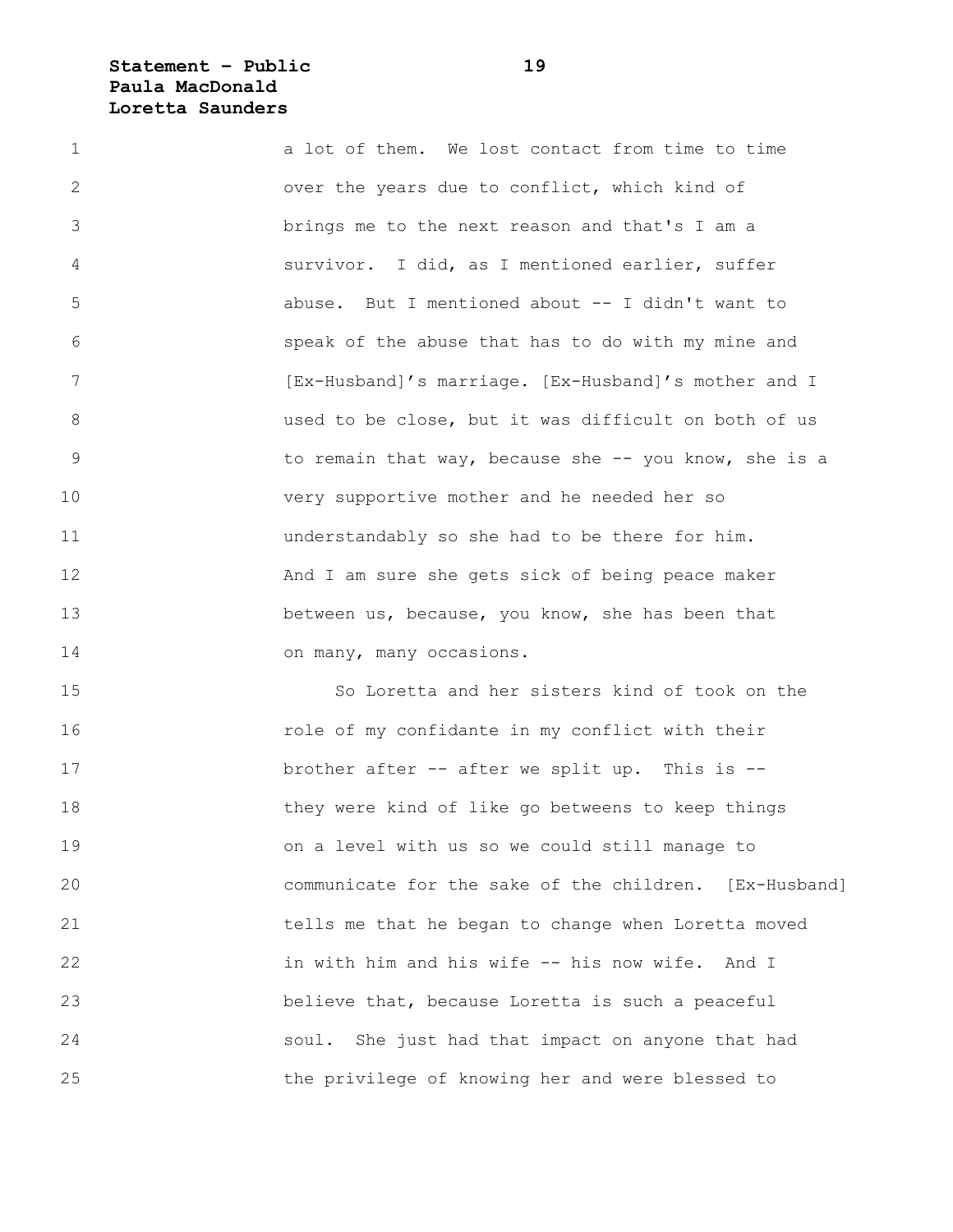a lot of them. We lost contact from time to time over the years due to conflict, which kind of brings me to the next reason and that's I am a survivor. I did, as I mentioned earlier, suffer abuse. But I mentioned about -- I didn't want to speak of the abuse that has to do with my mine and [Ex-Husband]'s marriage. [Ex-Husband]'s mother and I used to be close, but it was difficult on both of us to remain that way, because she -- you know, she is a very supportive mother and he needed her so understandably so she had to be there for him. And I am sure she gets sick of being peace maker between us, because, you know, she has been that on many, many occasions.

So Loretta and her sisters kind of took on the role of my confidante in my conflict with their brother after -- after we split up. This is -- they were kind of like go betweens to keep things on a level with us so we could still manage to communicate for the sake of the children. [Ex-Husband] tells me that he began to change when Loretta moved in with him and his wife -- his now wife. And I believe that, because Loretta is such a peaceful soul. She just had that impact on anyone that had the privilege of knowing her and were blessed to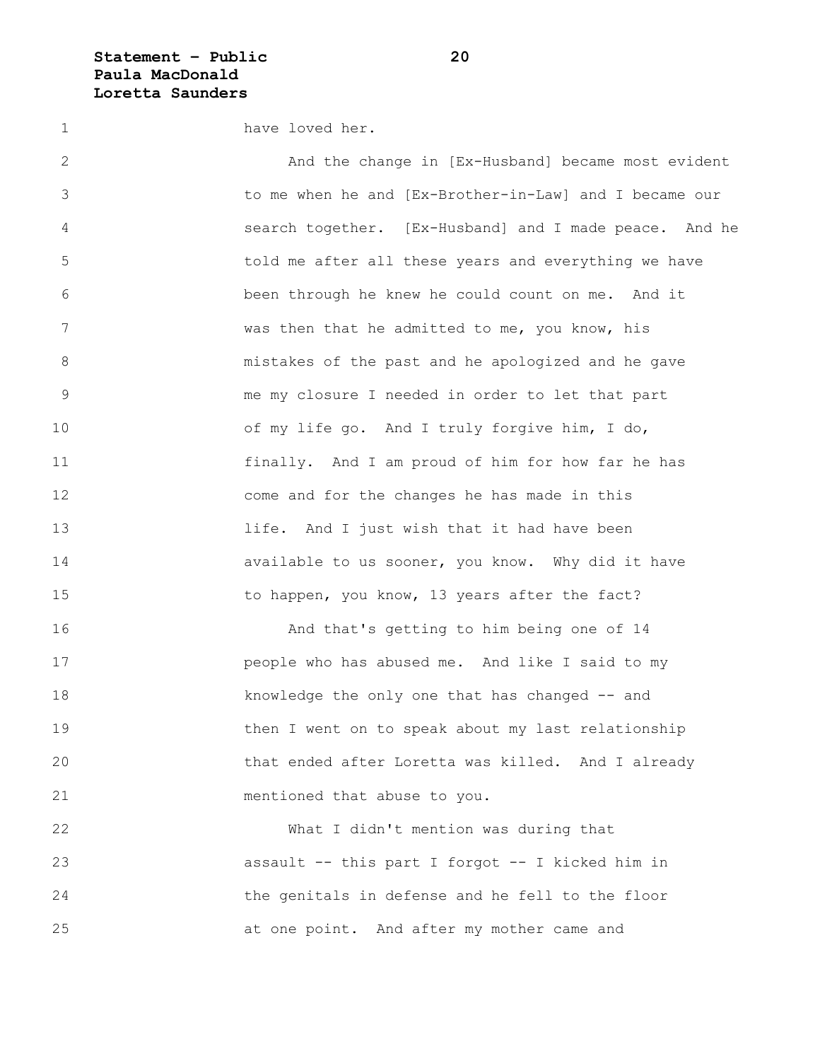have loved her.

And the change in [Ex-Husband] became most evident to me when he and [Ex-Brother-in-Law] and I became our search together. [Ex-Husband] and I made peace. And he told me after all these years and everything we have been through he knew he could count on me. And it was then that he admitted to me, you know, his mistakes of the past and he apologized and he gave me my closure I needed in order to let that part of my life go. And I truly forgive him, I do, finally. And I am proud of him for how far he has come and for the changes he has made in this life. And I just wish that it had have been available to us sooner, you know. Why did it have to happen, you know, 13 years after the fact?

And that's getting to him being one of 14 people who has abused me. And like I said to my knowledge the only one that has changed -- and then I went on to speak about my last relationship that ended after Loretta was killed. And I already mentioned that abuse to you.

What I didn't mention was during that assault -- this part I forgot -- I kicked him in the genitals in defense and he fell to the floor at one point. And after my mother came and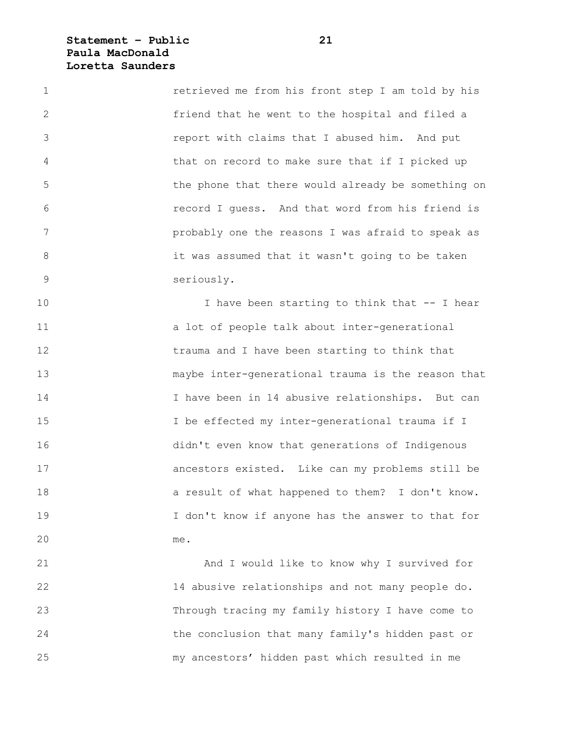retrieved me from his front step I am told by his friend that he went to the hospital and filed a report with claims that I abused him. And put that on record to make sure that if I picked up the phone that there would already be something on record I guess. And that word from his friend is probably one the reasons I was afraid to speak as it was assumed that it wasn't going to be taken seriously.

I have been starting to think that -- I hear a lot of people talk about inter-generational trauma and I have been starting to think that maybe inter-generational trauma is the reason that I have been in 14 abusive relationships. But can I be effected my inter-generational trauma if I didn't even know that generations of Indigenous ancestors existed. Like can my problems still be a result of what happened to them? I don't know. I don't know if anyone has the answer to that for me.

And I would like to know why I survived for 14 abusive relationships and not many people do. Through tracing my family history I have come to the conclusion that many family's hidden past or my ancestors' hidden past which resulted in me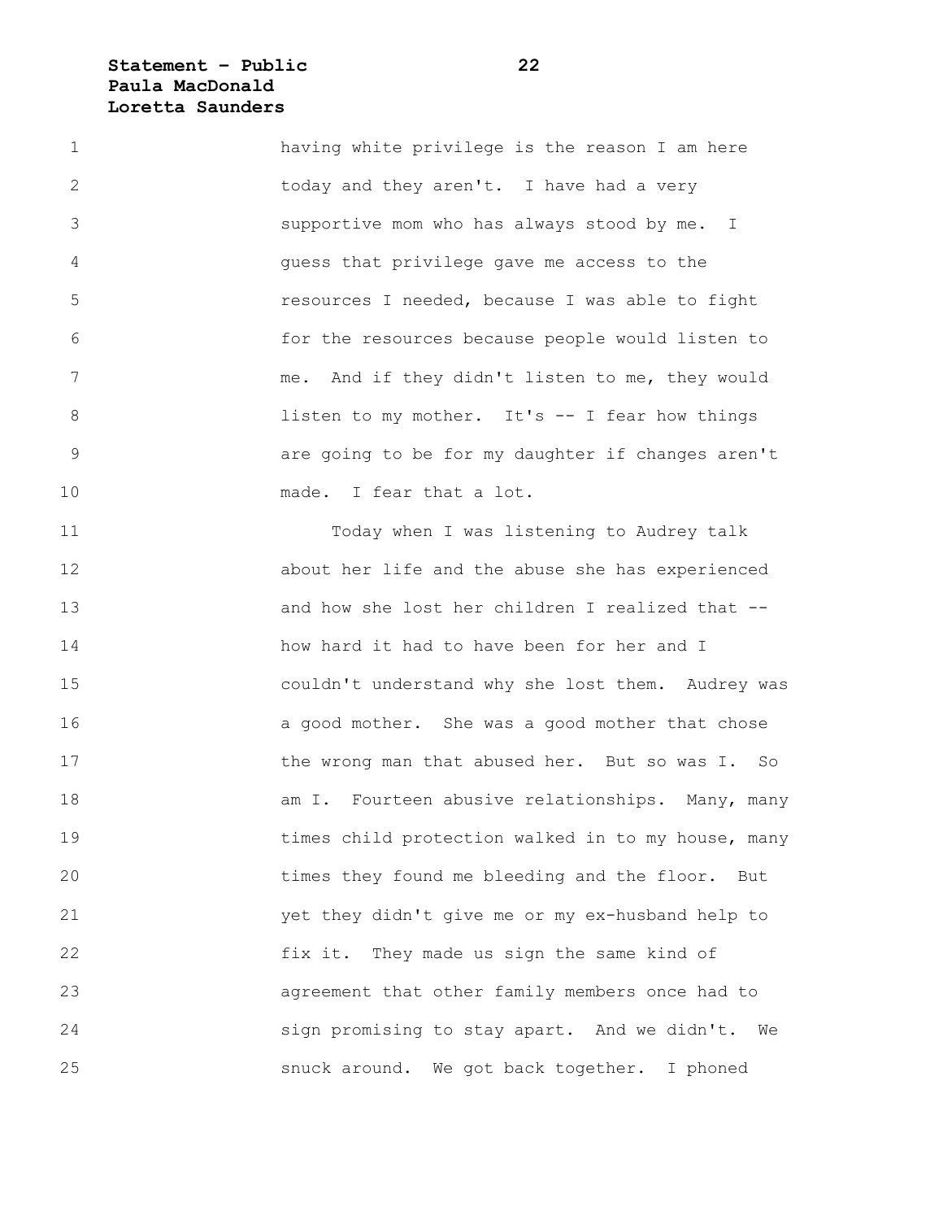having white privilege is the reason I am here today and they aren't. I have had a very supportive mom who has always stood by me. I guess that privilege gave me access to the resources I needed, because I was able to fight for the resources because people would listen to me. And if they didn't listen to me, they would listen to my mother. It's -- I fear how things are going to be for my daughter if changes aren't made. I fear that a lot.

Today when I was listening to Audrey talk about her life and the abuse she has experienced and how she lost her children I realized that -- how hard it had to have been for her and I couldn't understand why she lost them. Audrey was a good mother. She was a good mother that chose the wrong man that abused her. But so was I. So am I. Fourteen abusive relationships. Many, many times child protection walked in to my house, many times they found me bleeding and the floor. But yet they didn't give me or my ex-husband help to fix it. They made us sign the same kind of agreement that other family members once had to sign promising to stay apart. And we didn't. We snuck around. We got back together. I phoned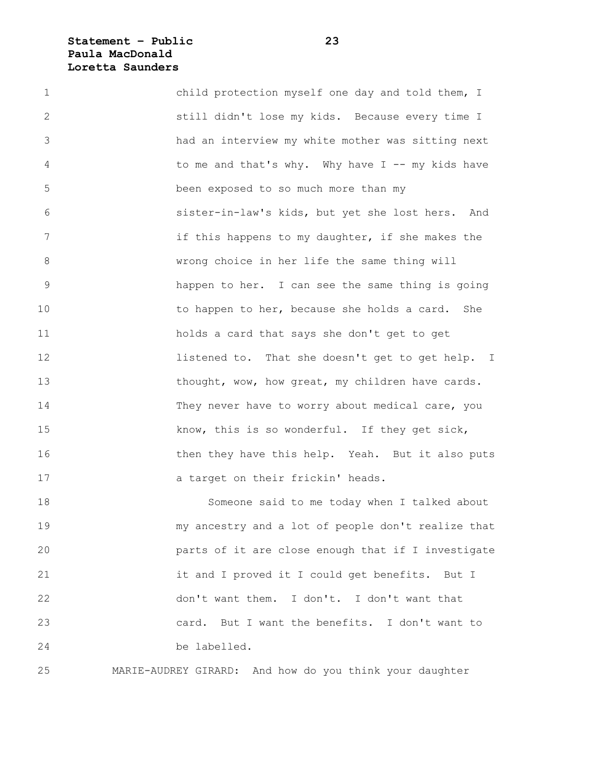child protection myself one day and told them, I still didn't lose my kids. Because every time I had an interview my white mother was sitting next to me and that's why. Why have I -- my kids have been exposed to so much more than my sister-in-law's kids, but yet she lost hers. And if this happens to my daughter, if she makes the wrong choice in her life the same thing will happen to her. I can see the same thing is going to happen to her, because she holds a card. She holds a card that says she don't get to get listened to. That she doesn't get to get help. I thought, wow, how great, my children have cards. They never have to worry about medical care, you know, this is so wonderful. If they get sick, then they have this help. Yeah. But it also puts a target on their frickin' heads.

Someone said to me today when I talked about my ancestry and a lot of people don't realize that parts of it are close enough that if I investigate it and I proved it I could get benefits. But I don't want them. I don't. I don't want that card. But I want the benefits. I don't want to be labelled.

MARIE-AUDREY GIRARD: And how do you think your daughter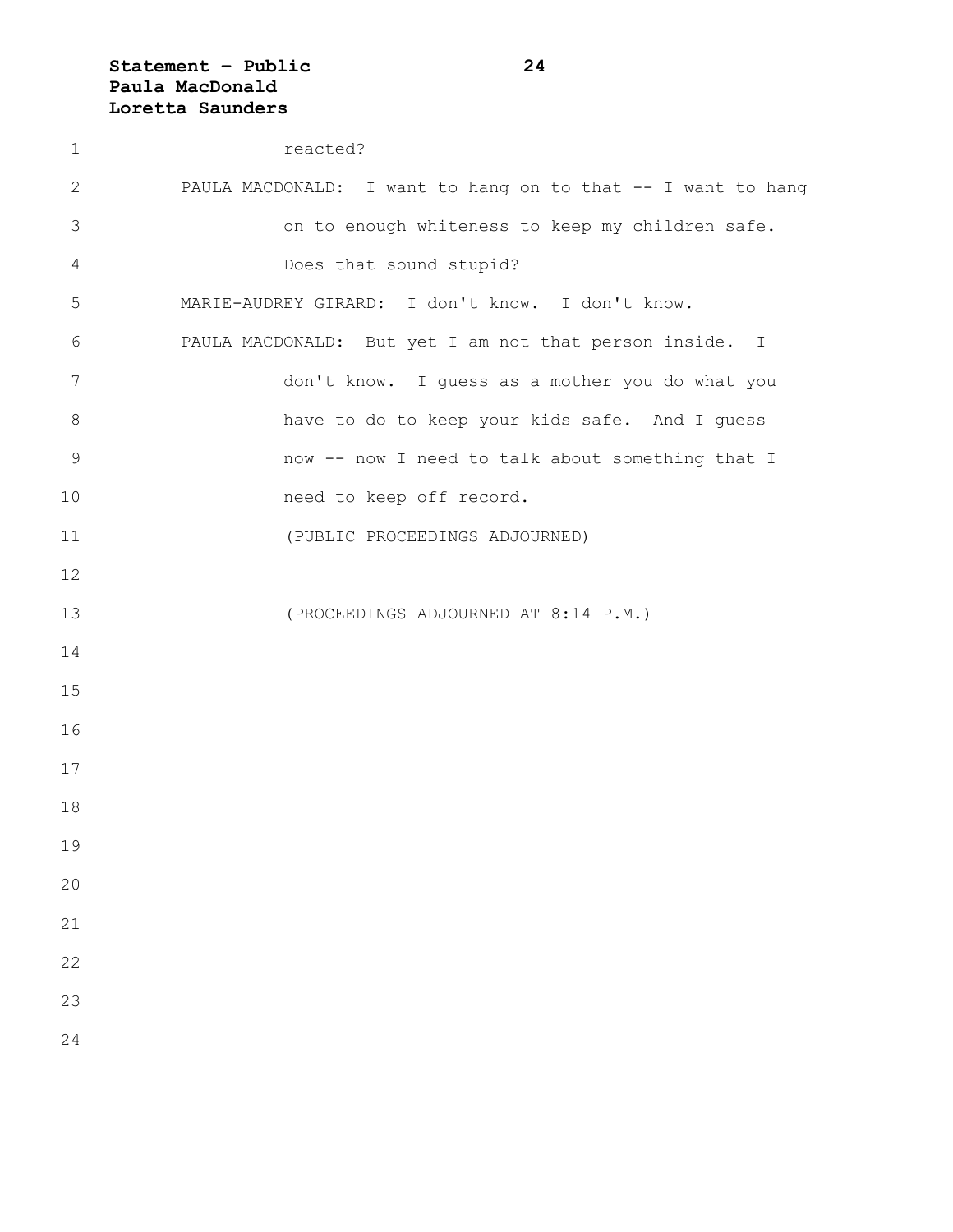reacted?

PAULA MACDONALD: I want to hang on to that -- I want to hang on to enough whiteness to keep my children safe. Does that sound stupid?

MARIE-AUDREY GIRARD: I don't know. I don't know.

PAULA MACDONALD: But yet I am not that person inside. I don't know. I guess as a mother you do what you have to do to keep your kids safe. And I guess now -- now I need to talk about something that I need to keep off record.

(PUBLIC PROCEEDINGS ADJOURNED)

(PROCEEDINGS ADJOURNED AT 8:14 P.M.)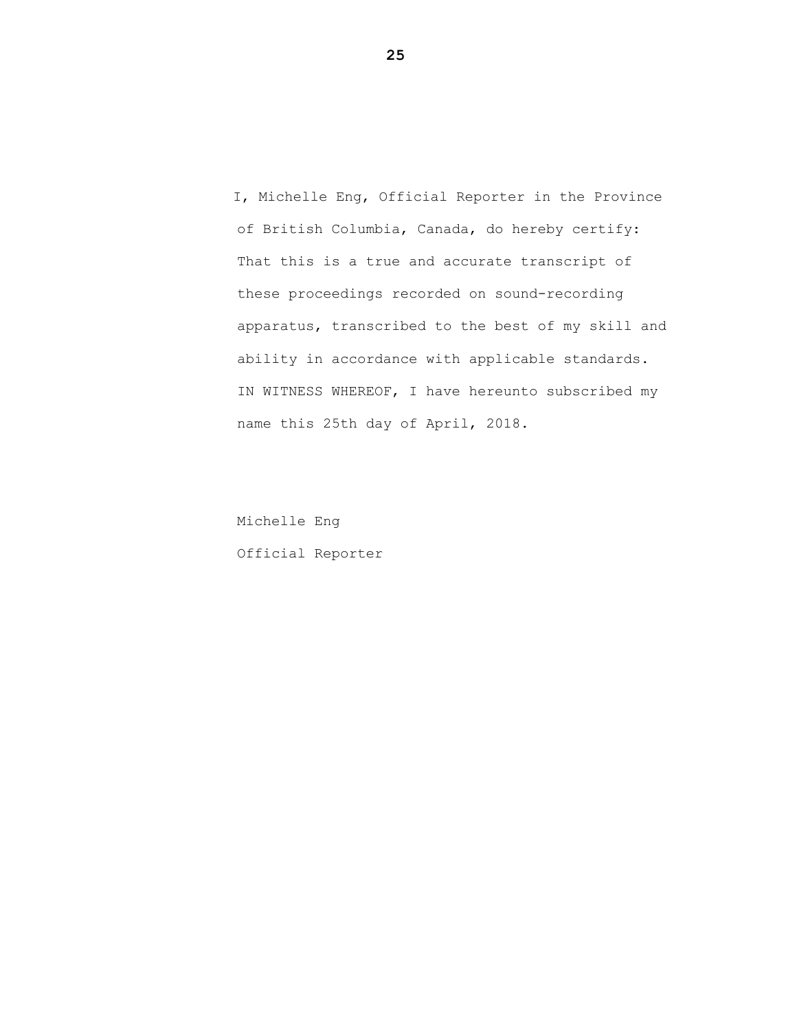I, Michelle Eng, Official Reporter in the Province of British Columbia, Canada, do hereby certify:

That this is a true and accurate transcript of these proceedings recorded on sound-recording apparatus, transcribed to the best of my skill and ability in accordance with applicable standards.

IN WITNESS WHEREOF, I have hereunto subscribed my name this 25th day of April, 2018.

Michelle Eng

Official Reporter